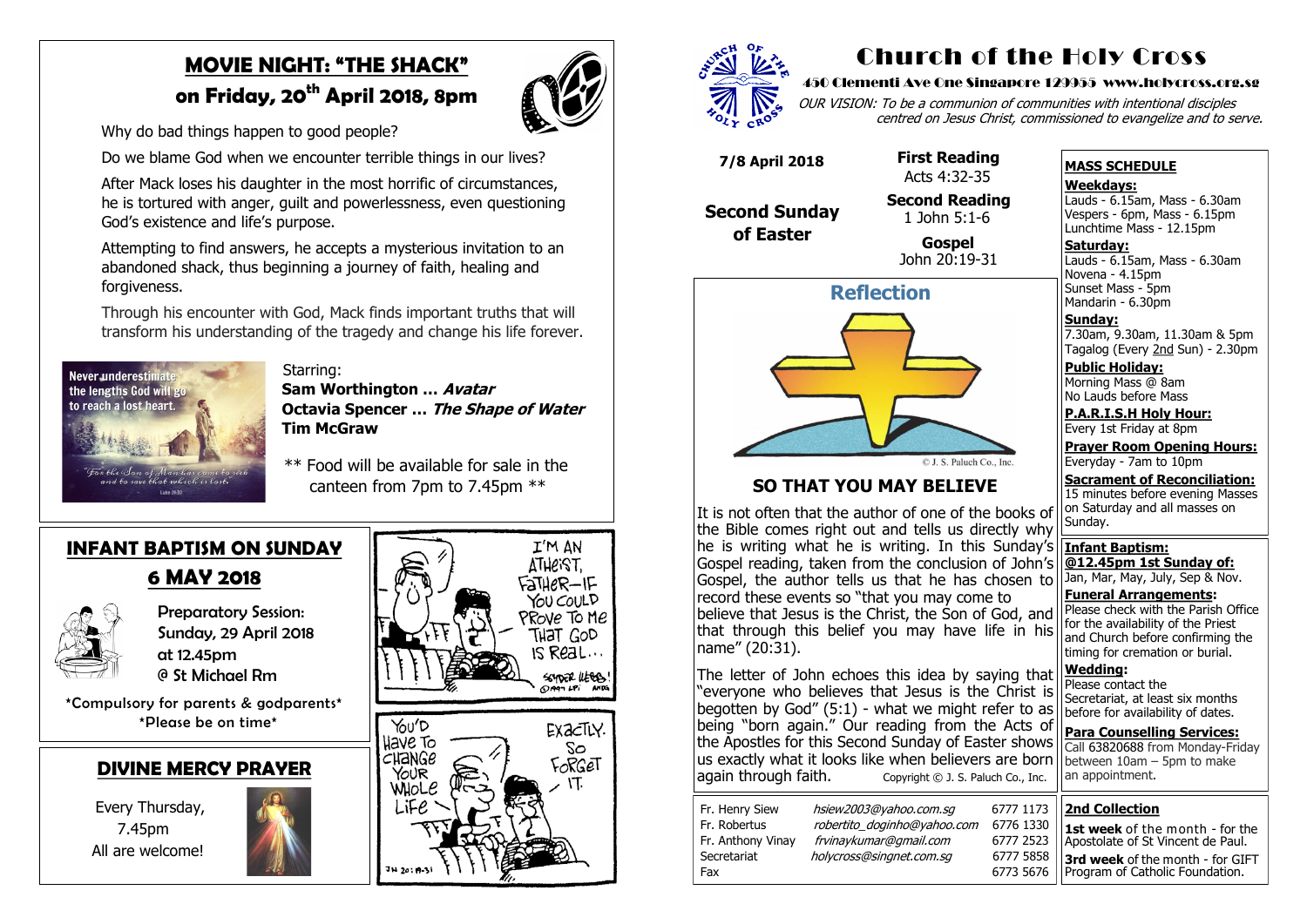# MOVIE NIGHT: "THE SHACK"

## on Friday, 20th April 2018, 8pm

Why do bad things happen to good people?

Do we blame God when we encounter terrible things in our lives?

After Mack loses his daughter in the most horrific of circumstances, he is tortured with anger, guilt and powerlessness, even questioning God's existence and life's purpose.

Attempting to find answers, he accepts a mysterious invitation to an abandoned shack, thus beginning a journey of faith, healing and forgiveness.

Through his encounter with God, Mack finds important truths that will transform his understanding of the tragedy and change his life forever.

Starring:
**Sam Worthington … *Avatar***
**Octavia Spencer … *The Shape of Water***
**Tim McGraw**

** Food will be available for sale in the canteen from 7pm to 7.45pm **

## INFANT BAPTISM ON SUNDAY 6 MAY 2018

Preparatory Session:
Sunday, 29 April 2018
at 12.45pm
@ St Michael Rm

*Compulsory for parents & godparents*
*Please be on time*

## DIVINE MERCY PRAYER

Every Thursday,
7.45pm
All are welcome!

# Church of the Holy Cross

### 450 Clementi Ave One Singapore 129955 www.holycross.org.sg

*OUR VISION: To be a communion of communities with intentional disciples centred on Jesus Christ, commissioned to evangelize and to serve.*

**7/8 April 2018**

**Second Sunday of Easter**

**First Reading**
Acts 4:32-35

**Second Reading**
1 John 5:1-6

**Gospel**
John 20:19-31

## Reflection

© J. S. Paluch Co., Inc.

### SO THAT YOU MAY BELIEVE

It is not often that the author of one of the books of the Bible comes right out and tells us directly why he is writing what he is writing. In this Sunday's Gospel reading, taken from the conclusion of John's Gospel, the author tells us that he has chosen to record these events so "that you may come to believe that Jesus is the Christ, the Son of God, and that through this belief you may have life in his name" (20:31).

The letter of John echoes this idea by saying that "everyone who believes that Jesus is the Christ is begotten by God" (5:1) - what we might refer to as being "born again." Our reading from the Acts of the Apostles for this Second Sunday of Easter shows us exactly what it looks like when believers are born again through faith. Copyright © J. S. Paluch Co., Inc.

| | | |
|---|---|---|
| Fr. Henry Siew | *hsiew2003@yahoo.com.sg* | 6777 1173 |
| Fr. Robertus | *robertito_doginho@yahoo.com* | 6776 1330 |
| Fr. Anthony Vinay | *frvinaykumar@gmail.com* | 6777 2523 |
| Secretariat | *holycross@singnet.com.sg* | 6777 5858 |
| Fax | | 6773 5676 |

**MASS SCHEDULE**

**Weekdays:**
Lauds - 6.15am, Mass - 6.30am
Vespers - 6pm, Mass - 6.15pm
Lunchtime Mass - 12.15pm

**Saturday:**
Lauds - 6.15am, Mass - 6.30am
Novena - 4.15pm
Sunset Mass - 5pm
Mandarin - 6.30pm

**Sunday:**
7.30am, 9.30am, 11.30am & 5pm
Tagalog (Every 2nd Sun) - 2.30pm

**Public Holiday:**
Morning Mass @ 8am
No Lauds before Mass

**P.A.R.I.S.H Holy Hour:**
Every 1st Friday at 8pm

**Prayer Room Opening Hours:**
Everyday - 7am to 10pm

**Sacrament of Reconciliation:**
15 minutes before evening Masses on Saturday and all masses on Sunday.

**Infant Baptism:**
**@12.45pm 1st Sunday of:**
Jan, Mar, May, July, Sep & Nov.

**Funeral Arrangements:**
Please check with the Parish Office for the availability of the Priest and Church before confirming the timing for cremation or burial.

**Wedding:**
Please contact the Secretariat, at least six months before for availability of dates.

**Para Counselling Services:**
Call 63820688 from Monday-Friday between 10am – 5pm to make an appointment.

**2nd Collection**

**1st week** of the month - for the Apostolate of St Vincent de Paul.

**3rd week** of the month - for GIFT Program of Catholic Foundation.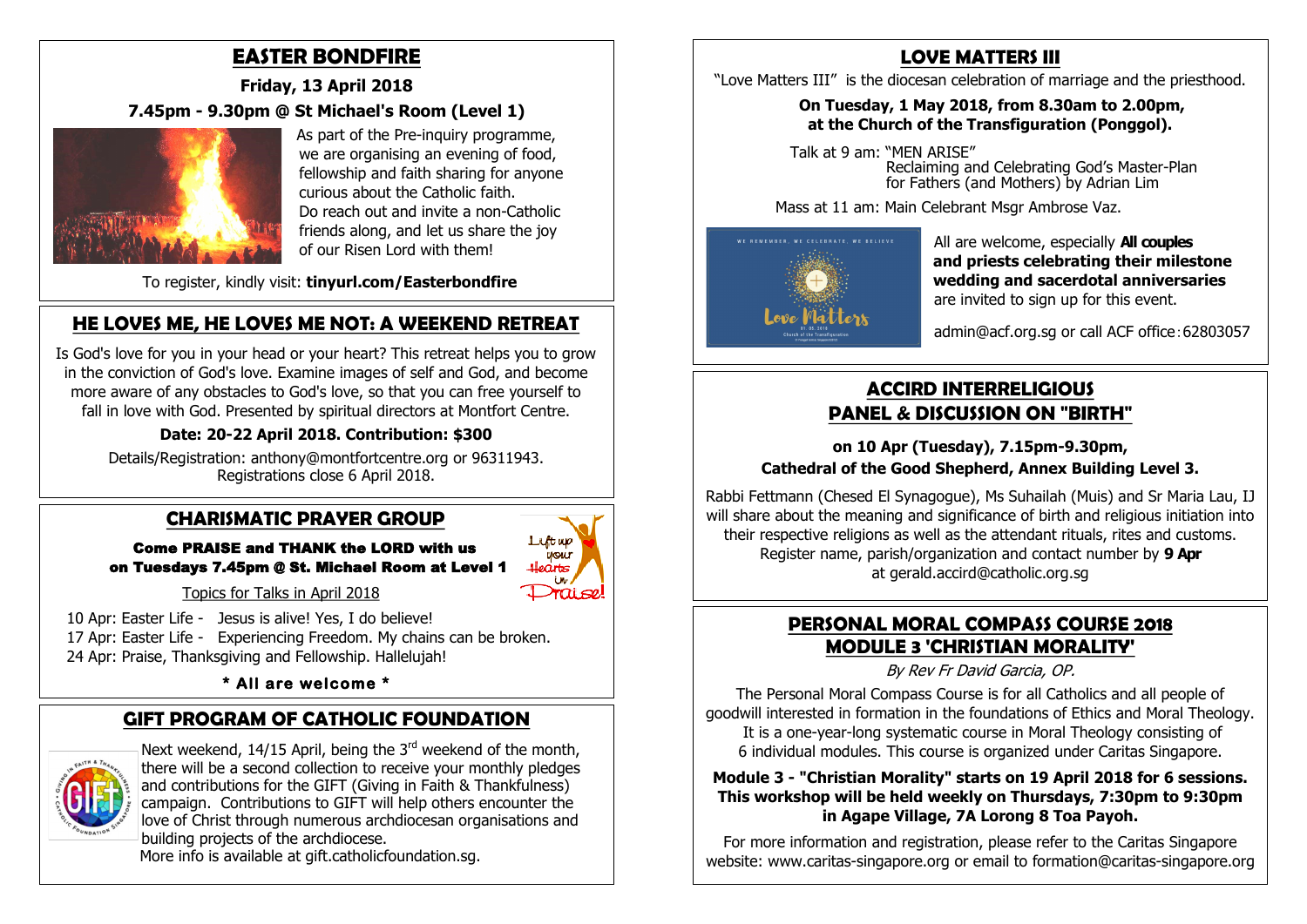## EASTER BONDFIRE

**Friday, 13 April 2018**

**7.45pm - 9.30pm @ St Michael's Room (Level 1)**

As part of the Pre-inquiry programme, we are organising an evening of food, fellowship and faith sharing for anyone curious about the Catholic faith. Do reach out and invite a non-Catholic friends along, and let us share the joy of our Risen Lord with them!

To register, kindly visit: **tinyurl.com/Easterbondfire**

## HE LOVES ME, HE LOVES ME NOT: A WEEKEND RETREAT

Is God's love for you in your head or your heart? This retreat helps you to grow in the conviction of God's love. Examine images of self and God, and become more aware of any obstacles to God's love, so that you can free yourself to fall in love with God. Presented by spiritual directors at Montfort Centre.

**Date: 20-22 April 2018. Contribution: $300**

Details/Registration: anthony@montfortcentre.org or 96311943. Registrations close 6 April 2018.

## CHARISMATIC PRAYER GROUP

**Come PRAISE and THANK the LORD with us on Tuesdays 7.45pm @ St. Michael Room at Level 1**

Topics for Talks in April 2018

10 Apr: Easter Life - Jesus is alive! Yes, I do believe!
17 Apr: Easter Life - Experiencing Freedom. My chains can be broken.
24 Apr: Praise, Thanksgiving and Fellowship. Hallelujah!

**\* All are welcome \***

## GIFT PROGRAM OF CATHOLIC FOUNDATION

Next weekend, 14/15 April, being the 3rd weekend of the month, there will be a second collection to receive your monthly pledges and contributions for the GIFT (Giving in Faith & Thankfulness) campaign. Contributions to GIFT will help others encounter the love of Christ through numerous archdiocesan organisations and building projects of the archdiocese.
More info is available at gift.catholicfoundation.sg.

## LOVE MATTERS III

"Love Matters III" is the diocesan celebration of marriage and the priesthood.

**On Tuesday, 1 May 2018, from 8.30am to 2.00pm, at the Church of the Transfiguration (Ponggol).**

Talk at 9 am: "MEN ARISE"
Reclaiming and Celebrating God's Master-Plan for Fathers (and Mothers) by Adrian Lim

Mass at 11 am: Main Celebrant Msgr Ambrose Vaz.

All are welcome, especially **All couples and priests celebrating their milestone wedding and sacerdotal anniversaries** are invited to sign up for this event.

admin@acf.org.sg or call ACF office：62803057

## ACCIRD INTERRELIGIOUS PANEL & DISCUSSION ON "BIRTH"

**on 10 Apr (Tuesday), 7.15pm-9.30pm, Cathedral of the Good Shepherd, Annex Building Level 3.**

Rabbi Fettmann (Chesed El Synagogue), Ms Suhailah (Muis) and Sr Maria Lau, IJ will share about the meaning and significance of birth and religious initiation into their respective religions as well as the attendant rituals, rites and customs. Register name, parish/organization and contact number by **9 Apr** at gerald.accird@catholic.org.sg

## PERSONAL MORAL COMPASS COURSE 2018 MODULE 3 'CHRISTIAN MORALITY'

*By Rev Fr David Garcia, OP.*

The Personal Moral Compass Course is for all Catholics and all people of goodwill interested in formation in the foundations of Ethics and Moral Theology. It is a one-year-long systematic course in Moral Theology consisting of 6 individual modules. This course is organized under Caritas Singapore.

**Module 3 - "Christian Morality" starts on 19 April 2018 for 6 sessions. This workshop will be held weekly on Thursdays, 7:30pm to 9:30pm in Agape Village, 7A Lorong 8 Toa Payoh.**

For more information and registration, please refer to the Caritas Singapore website: www.caritas-singapore.org or email to formation@caritas-singapore.org